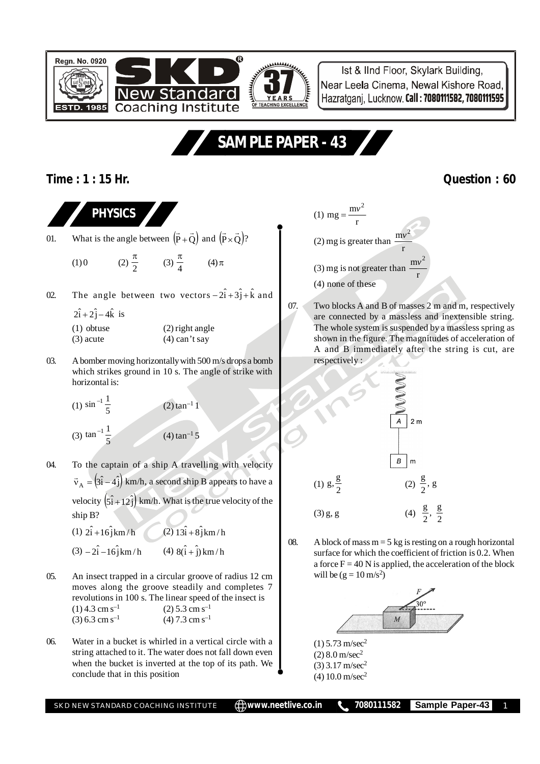# SAMPLE PAPER - 43

**Time : 1 : 15 Hr.** **Question : 60**

## PHYSICS

01. What is the angle between $\left(\vec{P}+\vec{Q}\right)$ and $\left(\vec{P}\times\vec{Q}\right)$?

(1) 0 (2) $\frac{\pi}{2}$ (3) $\frac{\pi}{4}$ (4) $\pi$

02. The angle between two vectors $-2\hat{i}+3\hat{j}+\hat{k}$ and $2\hat{i}+2\hat{j}-4\hat{k}$ is

(1) obtuse (2) right angle
(3) acute (4) can't say

03. A bomber moving horizontally with 500 m/s drops a bomb which strikes ground in 10 s. The angle of strike with horizontal is:

(1) $\sin^{-1}\frac{1}{5}$ (2) $\tan^{-1} 1$

(3) $\tan^{-1}\frac{1}{5}$ (4) $\tan^{-1} 5$

04. To the captain of a ship A travelling with velocity $\vec{v}_A = \left(3\hat{i}-4\hat{j}\right)$ km/h, a second ship B appears to have a velocity $\left(5\hat{i}+12\hat{j}\right)$ km/h. What is the true velocity of the ship B?

(1) $2\hat{i}+16\hat{j}$ km/h (2) $13\hat{i}+8\hat{j}$ km/h

(3) $-2\hat{i}-16\hat{j}$ km/h (4) $8(\hat{i}+\hat{j})$ km/h

05. An insect trapped in a circular groove of radius 12 cm moves along the groove steadily and completes 7 revolutions in 100 s. The linear speed of the insect is

(1) 4.3 cm $s^{-1}$ (2) 5.3 cm $s^{-1}$
(3) 6.3 cm $s^{-1}$ (4) 7.3 cm $s^{-1}$

06. Water in a bucket is whirled in a vertical circle with a string attached to it. The water does not fall down even when the bucket is inverted at the top of its path. We conclude that in this position

(1) $mg = \frac{mv^2}{r}$

(2) mg is greater than $\frac{mv^2}{r}$

(3) mg is not greater than $\frac{mv^2}{r}$

(4) none of these

07. Two blocks A and B of masses 2 m and m, respectively are connected by a massless and inextensible string. The whole system is suspended by a massless spring as shown in the figure. The magnitudes of acceleration of A and B immediately after the string is cut, are respectively :

(1) g, $\frac{g}{2}$ (2) $\frac{g}{2}$, g

(3) g, g (4) $\frac{g}{2}$, $\frac{g}{2}$

08. A block of mass m = 5 kg is resting on a rough horizontal surface for which the coefficient of friction is 0.2. When a force F = 40 N is applied, the acceleration of the block will be (g = 10 m/s$^2$)

(1) 5.73 m/sec$^2$
(2) 8.0 m/sec$^2$
(3) 3.17 m/sec$^2$
(4) 10.0 m/sec$^2$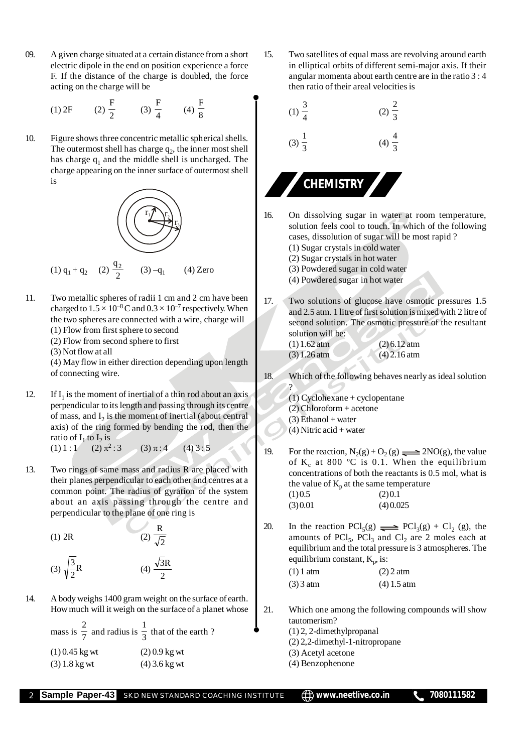09. A given charge situated at a certain distance from a short electric dipole in the end on position experience a force F. If the distance of the charge is doubled, the force acting on the charge will be

(1) 2F (2) $\frac{F}{2}$ (3) $\frac{F}{4}$ (4) $\frac{F}{8}$

10. Figure shows three concentric metallic spherical shells. The outermost shell has charge $q_2$, the inner most shell has charge $q_1$ and the middle shell is uncharged. The charge appearing on the inner surface of outermost shell is

(1) $q_1 + q_2$ (2) $\frac{q_2}{2}$ (3) $-q_1$ (4) Zero

11. Two metallic spheres of radii 1 cm and 2 cm have been charged to $1.5 \times 10^{-8}$ C and $0.3 \times 10^{-7}$ respectively. When the two spheres are connected with a wire, charge will
(1) Flow from first sphere to second
(2) Flow from second sphere to first
(3) Not flow at all
(4) May flow in either direction depending upon length of connecting wire.

12. If $I_1$ is the moment of inertial of a thin rod about an axis perpendicular to its length and passing through its centre of mass, and $I_2$ is the moment of inertial (about central axis) of the ring formed by bending the rod, then the ratio of $I_1$ to $I_2$ is
(1) 1 : 1 (2) $\pi^2 : 3$ (3) $\pi : 4$ (4) 3 : 5

13. Two rings of same mass and radius R are placed with their planes perpendicular to each other and centres at a common point. The radius of gyration of the system about an axis passing through the centre and perpendicular to the plane of one ring is

(1) 2R (2) $\frac{R}{\sqrt{2}}$

(3) $\sqrt{\frac{3}{2}}R$ (4) $\frac{\sqrt{3}R}{2}$

14. A body weighs 1400 gram weight on the surface of earth. How much will it weigh on the surface of a planet whose mass is $\frac{2}{7}$ and radius is $\frac{1}{3}$ that of the earth ?
(1) 0.45 kg wt (2) 0.9 kg wt
(3) 1.8 kg wt (4) 3.6 kg wt

15. Two satellites of equal mass are revolving around earth in elliptical orbits of different semi-major axis. If their angular momenta about earth centre are in the ratio 3 : 4 then ratio of their areal velocities is

(1) $\frac{3}{4}$ (2) $\frac{2}{3}$

(3) $\frac{1}{3}$ (4) $\frac{4}{3}$

## CHEMISTRY

16. On dissolving sugar in water at room temperature, solution feels cool to touch. In which of the following cases, dissolution of sugar will be most rapid ?
(1) Sugar crystals in cold water
(2) Sugar crystals in hot water
(3) Powdered sugar in cold water
(4) Powdered sugar in hot water

17. Two solutions of glucose have osmotic pressures 1.5 and 2.5 atm. 1 litre of first solution is mixed with 2 litre of second solution. The osmotic pressure of the resultant solution will be:
(1) 1.62 atm (2) 6.12 atm
(3) 1.26 atm (4) 2.16 atm

18. Which of the following behaves nearly as ideal solution ?
(1) Cyclohexane + cyclopentane
(2) Chloroform + acetone
(3) Ethanol + water
(4) Nitric acid + water

19. For the reaction, $N_2(g) + O_2(g) \rightleftharpoons 2NO(g)$, the value of $K_c$ at 800 ºC is 0.1. When the equilibrium concentrations of both the reactants is 0.5 mol, what is the value of $K_p$ at the same temperature
(1) 0.5 (2) 0.1
(3) 0.01 (4) 0.025

20. In the reaction $PCl_5(g) \rightleftharpoons PCl_3(g) + Cl_2(g)$, the amounts of $PCl_5$, $PCl_3$ and $Cl_2$ are 2 moles each at equilibrium and the total pressure is 3 atmospheres. The equilibrium constant, $K_p$, is:
(1) 1 atm (2) 2 atm
(3) 3 atm (4) 1.5 atm

21. Which one among the following compounds will show tautomerism?
(1) 2, 2-dimethylpropanal
(2) 2,2-dimethyl-1-nitropropane
(3) Acetyl acetone
(4) Benzophenone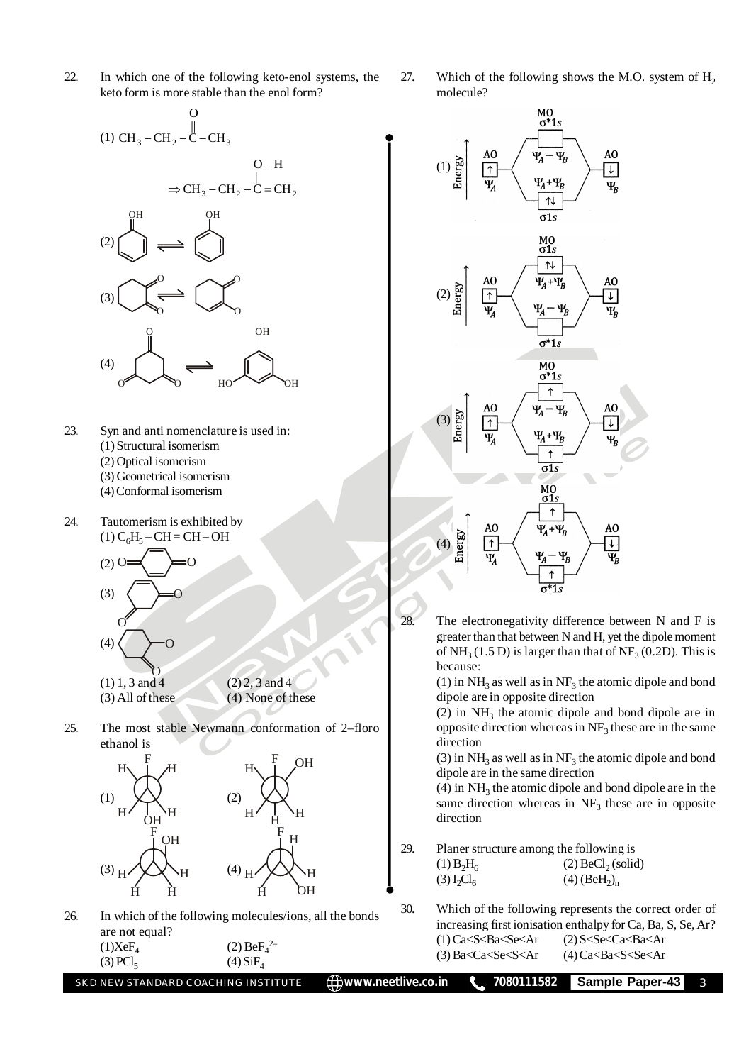22. In which one of the following keto-enol systems, the keto form is more stable than the enol form?

(1) $CH_3-CH_2-\overset{\overset{O}{\|}}{C}-CH_3 \Rightarrow CH_3-CH_2-\overset{\overset{O-H}{|}}{C}=CH_2$

(2) (cyclohexadienone with OH) ⇌ (phenol)

(3) (cyclohexane-1,2-dione) ⇌ (enol form)

(4) (cyclohexane-1,3,5-trione) ⇌ (benzene-1,3,5-triol)

23. Syn and anti nomenclature is used in:
(1) Structural isomerism
(2) Optical isomerism
(3) Geometrical isomerism
(4) Conformal isomerism

24. Tautomerism is exhibited by
(1) $C_6H_5-CH=CH-OH$
(2) (p-benzoquinone)
(3) (cyclohexene-1,3-dione)
(4) (cyclohexane-1,2-dione)

(1) 1, 3 and 4 (2) 2, 3 and 4
(3) All of these (4) None of these

25. The most stable Newmann conformation of 2–floro ethanol is

(1) (Newman projection: F front top, H, H; back: OH bottom, H, H)
(2) (Newman projection: F, H, OH; H, H, H)
(3) (Newman projection: F, OH, H, H, H, H)
(4) (Newman projection: F, H, H, H, H, OH)

26. In which of the following molecules/ions, all the bonds are not equal?
(1) $XeF_4$ (2) $BeF_4^{2-}$
(3) $PCl_5$ (4) $SiF_4$

27. Which of the following shows the M.O. system of $H_2$ molecule?

(1) MO $\sigma^*1s$ ($\Psi_A-\Psi_B$) empty; $\sigma 1s$ ($\Psi_A+\Psi_B$) ↑↓; AO $\Psi_A$ ↑, AO $\Psi_B$ ↓

(2) MO $\sigma 1s$ ($\Psi_A+\Psi_B$) ↑↓ (higher energy); $\sigma^*1s$ ($\Psi_A-\Psi_B$) empty (lower energy); AO $\Psi_A$ ↑, AO $\Psi_B$ ↓

(3) MO $\sigma^*1s$ ($\Psi_A-\Psi_B$) ↑; $\sigma 1s$ ($\Psi_A+\Psi_B$) ↑; AO $\Psi_A$ ↑, AO $\Psi_B$ ↓

(4) MO $\sigma 1s$ ($\Psi_A+\Psi_B$) ↑ (higher energy); $\sigma^*1s$ ($\Psi_A-\Psi_B$) ↑ (lower energy); AO $\Psi_A$ ↑, AO $\Psi_B$ ↓

28. The electronegativity difference between N and F is greater than that between N and H, yet the dipole moment of $NH_3$ (1.5 D) is larger than that of $NF_3$ (0.2D). This is because:
(1) in $NH_3$ as well as in $NF_3$ the atomic dipole and bond dipole are in opposite direction
(2) in $NH_3$ the atomic dipole and bond dipole are in opposite direction whereas in $NF_3$ these are in the same direction
(3) in $NH_3$ as well as in $NF_3$ the atomic dipole and bond dipole are in the same direction
(4) in $NH_3$ the atomic dipole and bond dipole are in the same direction whereas in $NF_3$ these are in opposite direction

29. Planer structure among the following is
(1) $B_2H_6$ (2) $BeCl_2$ (solid)
(3) $I_2Cl_6$ (4) $(BeH_2)_n$

30. Which of the following represents the correct order of increasing first ionisation enthalpy for Ca, Ba, S, Se, Ar?
(1) Ca<S<Ba<Se<Ar (2) S<Se<Ca<Ba<Ar
(3) Ba<Ca<Se<S<Ar (4) Ca<Ba<S<Se<Ar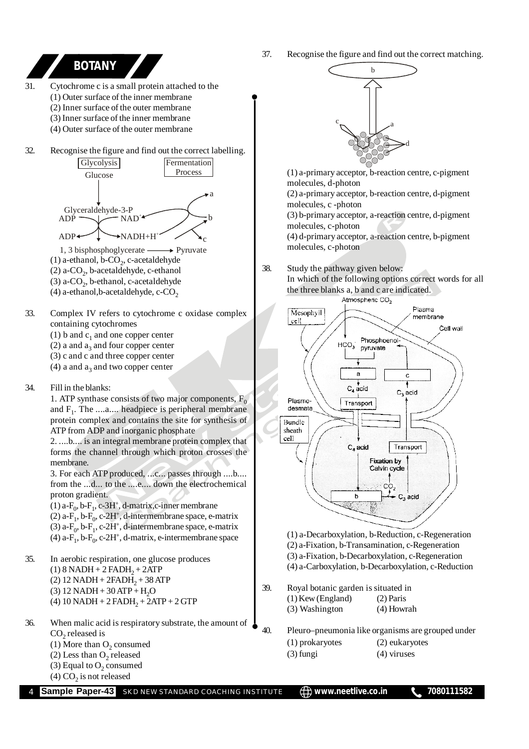## BOTANY

31. Cytochrome c is a small protein attached to the
(1) Outer surface of the inner membrane
(2) Inner surface of the outer membrane
(3) Inner surface of the inner membrane
(4) Outer surface of the outer membrane

32. Recognise the figure and find out the correct labelling.

Glycolysis | Fermentation Process

Glucose → Glyceraldehyde-3-P → 1, 3 bisphosphoglycerate → Pyruvate; ADP, $NAD^+$, ADP, $NADH+H^+$; a, b, c

(1) a-ethanol, b-$CO_2$, c-acetaldehyde
(2) a-$CO_2$, b-acetaldehyde, c-ethanol
(3) a-$CO_2$, b-ethanol, c-acetaldehyde
(4) a-ethanol, b-acetaldehyde, c-$CO_2$

33. Complex IV refers to cytochrome c oxidase complex containing cytochromes
(1) b and $c_1$ and one copper center
(2) a and $a_3$ and four copper center
(3) c and c and three copper center
(4) a and $a_3$ and two copper center

34. Fill in the blanks:
1. ATP synthase consists of two major components, $F_0$ and $F_1$. The ....a.... headpiece is peripheral membrane protein complex and contains the site for synthesis of ATP from ADP and inorganic phosphate
2. ....b.... is an integral membrane protein complex that forms the channel through which proton crosses the membrane.
3. For each ATP produced, ...c... passes through ....b.... from the ...d... to the ....e.... down the electrochemical proton gradient.
(1) a-$F_0$, b-$F_1$, c-$3H^+$, d-matrix, c-inner membrane
(2) a-$F_1$, b-$F_0$, c-$2H^+$, d-intermembrane space, e-matrix
(3) a-$F_0$, b-$F_1$, c-$2H^+$, d-intermembrane space, e-matrix
(4) a-$F_1$, b-$F_0$, c-$2H^+$, d-matrix, e-intermembrane space

35. In aerobic respiration, one glucose produces
(1) 8 NADH + 2 $FADH_2$ + 2ATP
(2) 12 NADH + 2$FADH_2$ + 38 ATP
(3) 12 NADH + 30 ATP + $H_2O$
(4) 10 NADH + 2 $FADH_2$ + 2ATP + 2 GTP

36. When malic acid is respiratory substrate, the amount of $CO_2$ released is
(1) More than $O_2$ consumed
(2) Less than $O_2$ released
(3) Equal to $O_2$ consumed
(4) $CO_2$ is not released

37. Recognise the figure and find out the correct matching.

(1) a-primary acceptor, b-reaction centre, c-pigment molecules, d-photon
(2) a-primary acceptor, b-reaction centre, d-pigment molecules, c -photon
(3) b-primary acceptor, a-reaction centre, d-pigment molecules, c-photon
(4) d-primary acceptor, a-reaction centre, b-pigment molecules, c-photon

38. Study the pathway given below:
In which of the following options correct words for all the three blanks a, b and c are indicated.

(1) a-Decarboxylation, b-Reduction, c-Regeneration
(2) a-Fixation, b-Transamination, c-Regeneration
(3) a-Fixation, b-Decarboxylation, c-Regeneration
(4) a-Carboxylation, b-Decarboxylation, c-Reduction

39. Royal botanic garden is situated in
(1) Kew (England)
(2) Paris
(3) Washington
(4) Howrah

40. Pleuro–pneumonia like organisms are grouped under
(1) prokaryotes
(2) eukaryotes
(3) fungi
(4) viruses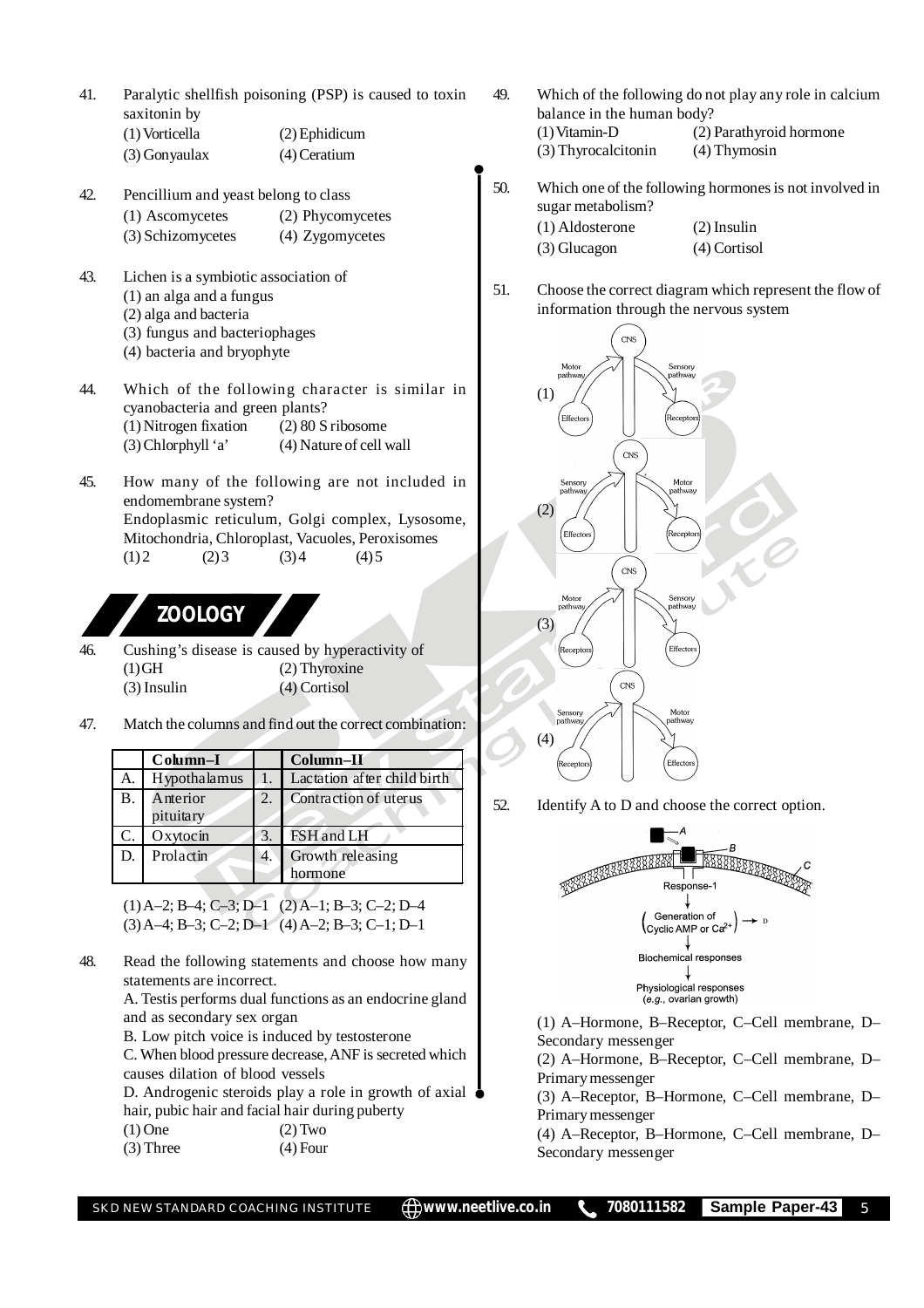41. Paralytic shellfish poisoning (PSP) is caused to toxin saxitonin by
(1) Vorticella (2) Ephidicum
(3) Gonyaulax (4) Ceratium

42. Pencillium and yeast belong to class
(1) Ascomycetes (2) Phycomycetes
(3) Schizomycetes (4) Zygomycetes

43. Lichen is a symbiotic association of
(1) an alga and a fungus
(2) alga and bacteria
(3) fungus and bacteriophages
(4) bacteria and bryophyte

44. Which of the following character is similar in cyanobacteria and green plants?
(1) Nitrogen fixation (2) 80 S ribosome
(3) Chlorphyll 'a' (4) Nature of cell wall

45. How many of the following are not included in endomembrane system?
Endoplasmic reticulum, Golgi complex, Lysosome, Mitochondria, Chloroplast, Vacuoles, Peroxisomes
(1) 2 (2) 3 (3) 4 (4) 5

## ZOOLOGY

46. Cushing's disease is caused by hyperactivity of
(1) GH (2) Thyroxine
(3) Insulin (4) Cortisol

47. Match the columns and find out the correct combination:

| | Column–I | | Column–II |
|---|---|---|---|
| A. | Hypothalamus | 1. | Lactation after child birth |
| B. | Anterior pituitary | 2. | Contraction of uterus |
| C. | Oxytocin | 3. | FSH and LH |
| D. | Prolactin | 4. | Growth releasing hormone |

(1) A–2; B–4; C–3; D–1 (2) A–1; B–3; C–2; D–4
(3) A–4; B–3; C–2; D–1 (4) A–2; B–3; C–1; D–1

48. Read the following statements and choose how many statements are incorrect.
A. Testis performs dual functions as an endocrine gland and as secondary sex organ
B. Low pitch voice is induced by testosterone
C. When blood pressure decrease, ANF is secreted which causes dilation of blood vessels
D. Androgenic steroids play a role in growth of axial hair, pubic hair and facial hair during puberty
(1) One (2) Two
(3) Three (4) Four

49. Which of the following do not play any role in calcium balance in the human body?
(1) Vitamin-D (2) Parathyroid hormone
(3) Thyrocalcitonin (4) Thymosin

50. Which one of the following hormones is not involved in sugar metabolism?
(1) Aldosterone (2) Insulin
(3) Glucagon (4) Cortisol

51. Choose the correct diagram which represent the flow of information through the nervous system

(1) CNS; Motor pathway; Sensory pathway; Effectors; Receptors
(2) CNS; Sensory pathway; Motor pathway; Effectors; Receptors
(3) CNS; Motor pathway; Sensory pathway; Receptors; Effectors
(4) CNS; Sensory pathway; Motor pathway; Receptors; Effectors

52. Identify A to D and choose the correct option.

(Diagram labels: A; B; C; Response-1; Generation of Cyclic AMP or $Ca^{2+}$ → D; Biochemical responses; Physiological responses (e.g., ovarian growth))

(1) A–Hormone, B–Receptor, C–Cell membrane, D–Secondary messenger
(2) A–Hormone, B–Receptor, C–Cell membrane, D–Primary messenger
(3) A–Receptor, B–Hormone, C–Cell membrane, D–Primary messenger
(4) A–Receptor, B–Hormone, C–Cell membrane, D–Secondary messenger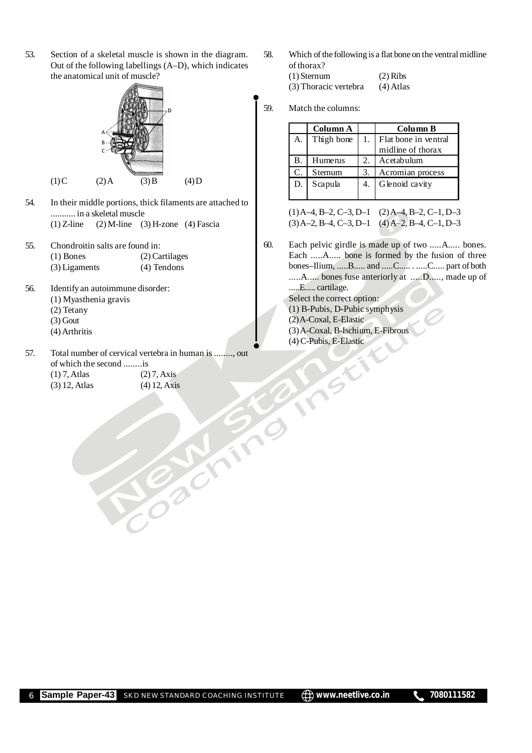53. Section of a skeletal muscle is shown in the diagram. Out of the following labellings (A–D), which indicates the anatomical unit of muscle?

A
B
C
D

(1) C (2) A (3) B (4) D

54. In their middle portions, thick filaments are attached to ........... in a skeletal muscle
(1) Z-line (2) M-line (3) H-zone (4) Fascia

55. Chondroitin salts are found in:
(1) Bones (2) Cartilages
(3) Ligaments (4) Tendons

56. Identify an autoimmune disorder:
(1) Myasthenia gravis
(2) Tetany
(3) Gout
(4) Arthritis

57. Total number of cervical vertebra in human is ........, out of which the second ........is
(1) 7, Atlas (2) 7, Axis
(3) 12, Atlas (4) 12, Axis

58. Which of the following is a flat bone on the ventral midline of thorax?
(1) Sternum (2) Ribs
(3) Thoracic vertebra (4) Atlas

59. Match the columns:

| | Column A | | Column B |
|---|---|---|---|
| A. | Thigh bone | 1. | Flat bone in ventral midline of thorax |
| B. | Humerus | 2. | Acetabulum |
| C. | Sternum | 3. | Acromian process |
| D. | Scapula | 4. | Glenoid cavity |

(1) A–4, B–2, C–3, D–1 (2) A–4, B–2, C–1, D–3
(3) A–2, B–4, C–3, D–1 (4) A–2, B–4, C–1, D–3

60. Each pelvic girdle is made up of two .....A..... bones. Each .....A..... bone is formed by the fusion of three bones–Ilium, .....B..... and .....C..... . .....C..... part of both .....A..... bones fuse anteriorly at .....D....., made up of .....E..... cartilage.
Select the correct option:
(1) B-Pubis, D-Pubic symphysis
(2) A-Coxal, E-Elastic
(3) A-Coxal, B-Ischium, E-Fibrous
(4) C-Pubis, E-Elastic